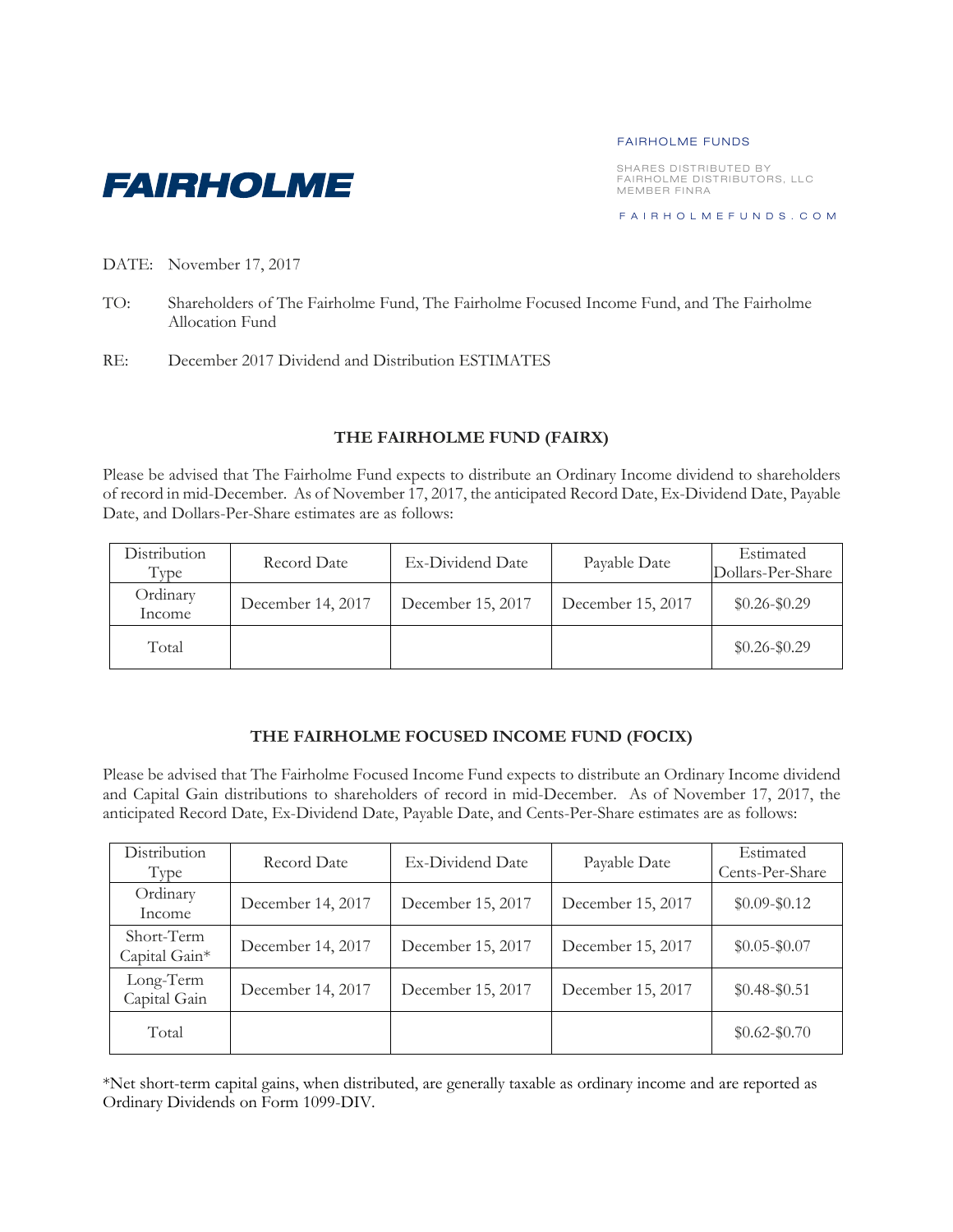**FAIRHOLME**

FAIRHOLME FUNDS

SHARES DISTRIBUTED BY
FAIRHOLME DISTRIBUTORS, LLC
MEMBER FINRA

FAIRHOLMEFUNDS.COM

DATE: November 17, 2017

TO: Shareholders of The Fairholme Fund, The Fairholme Focused Income Fund, and The Fairholme Allocation Fund

RE: December 2017 Dividend and Distribution ESTIMATES

## THE FAIRHOLME FUND (FAIRX)

Please be advised that The Fairholme Fund expects to distribute an Ordinary Income dividend to shareholders of record in mid-December. As of November 17, 2017, the anticipated Record Date, Ex-Dividend Date, Payable Date, and Dollars-Per-Share estimates are as follows:

| Distribution Type | Record Date | Ex-Dividend Date | Payable Date | Estimated Dollars-Per-Share |
|---|---|---|---|---|
| Ordinary Income | December 14, 2017 | December 15, 2017 | December 15, 2017 | $0.26-$0.29 |
| Total | | | | $0.26-$0.29 |

## THE FAIRHOLME FOCUSED INCOME FUND (FOCIX)

Please be advised that The Fairholme Focused Income Fund expects to distribute an Ordinary Income dividend and Capital Gain distributions to shareholders of record in mid-December. As of November 17, 2017, the anticipated Record Date, Ex-Dividend Date, Payable Date, and Cents-Per-Share estimates are as follows:

| Distribution Type | Record Date | Ex-Dividend Date | Payable Date | Estimated Cents-Per-Share |
|---|---|---|---|---|
| Ordinary Income | December 14, 2017 | December 15, 2017 | December 15, 2017 | $0.09-$0.12 |
| Short-Term Capital Gain* | December 14, 2017 | December 15, 2017 | December 15, 2017 | $0.05-$0.07 |
| Long-Term Capital Gain | December 14, 2017 | December 15, 2017 | December 15, 2017 | $0.48-$0.51 |
| Total | | | | $0.62-$0.70 |

*Net short-term capital gains, when distributed, are generally taxable as ordinary income and are reported as Ordinary Dividends on Form 1099-DIV.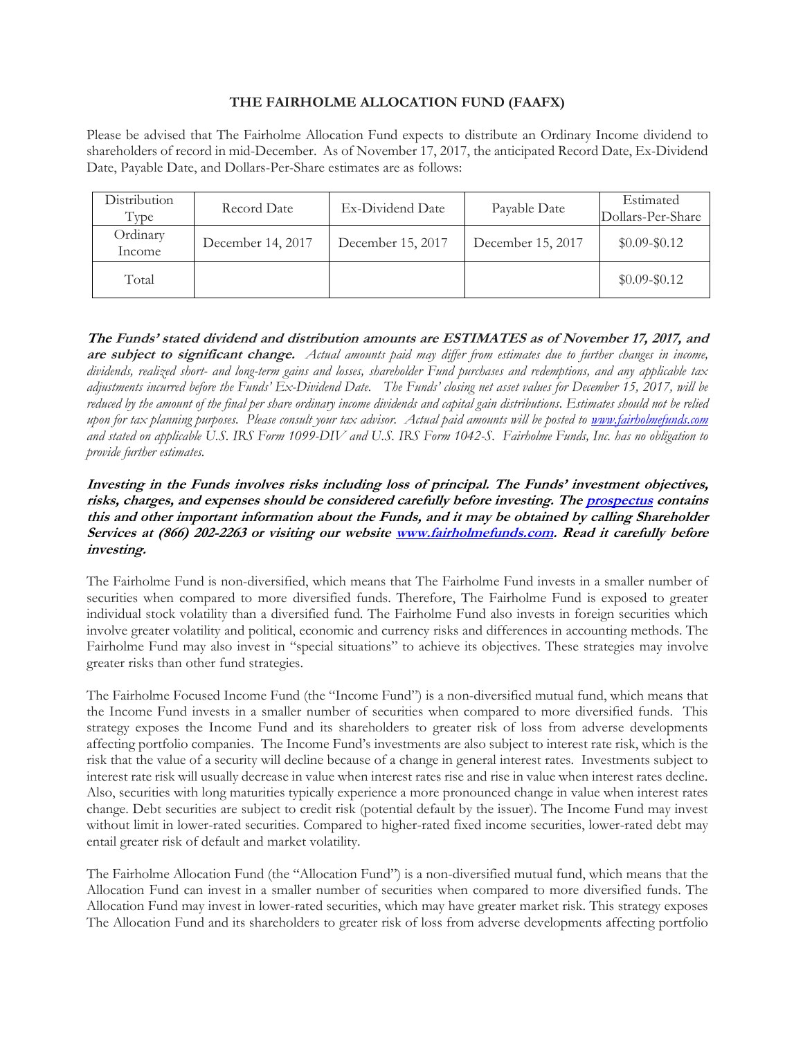# THE FAIRHOLME ALLOCATION FUND (FAAFX)

Please be advised that The Fairholme Allocation Fund expects to distribute an Ordinary Income dividend to shareholders of record in mid-December. As of November 17, 2017, the anticipated Record Date, Ex-Dividend Date, Payable Date, and Dollars-Per-Share estimates are as follows:

| Distribution Type | Record Date | Ex-Dividend Date | Payable Date | Estimated Dollars-Per-Share |
|---|---|---|---|---|
| Ordinary Income | December 14, 2017 | December 15, 2017 | December 15, 2017 | $0.09-$0.12 |
| Total | | | | $0.09-$0.12 |

***The Funds' stated dividend and distribution amounts are ESTIMATES as of November 17, 2017, and are subject to significant change.*** *Actual amounts paid may differ from estimates due to further changes in income, dividends, realized short- and long-term gains and losses, shareholder Fund purchases and redemptions, and any applicable tax adjustments incurred before the Funds' Ex-Dividend Date. The Funds' closing net asset values for December 15, 2017, will be reduced by the amount of the final per share ordinary income dividends and capital gain distributions. Estimates should not be relied upon for tax planning purposes. Please consult your tax advisor. Actual paid amounts will be posted to [www.fairholmefunds.com](http://www.fairholmefunds.com) and stated on applicable U.S. IRS Form 1099-DIV and U.S. IRS Form 1042-S. Fairholme Funds, Inc. has no obligation to provide further estimates.*

***Investing in the Funds involves risks including loss of principal. The Funds' investment objectives, risks, charges, and expenses should be considered carefully before investing. The [prospectus](#) contains this and other important information about the Funds, and it may be obtained by calling Shareholder Services at (866) 202-2263 or visiting our website [www.fairholmefunds.com](http://www.fairholmefunds.com). Read it carefully before investing.***

The Fairholme Fund is non-diversified, which means that The Fairholme Fund invests in a smaller number of securities when compared to more diversified funds. Therefore, The Fairholme Fund is exposed to greater individual stock volatility than a diversified fund. The Fairholme Fund also invests in foreign securities which involve greater volatility and political, economic and currency risks and differences in accounting methods. The Fairholme Fund may also invest in "special situations" to achieve its objectives. These strategies may involve greater risks than other fund strategies.

The Fairholme Focused Income Fund (the "Income Fund") is a non-diversified mutual fund, which means that the Income Fund invests in a smaller number of securities when compared to more diversified funds. This strategy exposes the Income Fund and its shareholders to greater risk of loss from adverse developments affecting portfolio companies. The Income Fund's investments are also subject to interest rate risk, which is the risk that the value of a security will decline because of a change in general interest rates. Investments subject to interest rate risk will usually decrease in value when interest rates rise and rise in value when interest rates decline. Also, securities with long maturities typically experience a more pronounced change in value when interest rates change. Debt securities are subject to credit risk (potential default by the issuer). The Income Fund may invest without limit in lower-rated securities. Compared to higher-rated fixed income securities, lower-rated debt may entail greater risk of default and market volatility.

The Fairholme Allocation Fund (the "Allocation Fund") is a non-diversified mutual fund, which means that the Allocation Fund can invest in a smaller number of securities when compared to more diversified funds. The Allocation Fund may invest in lower-rated securities, which may have greater market risk. This strategy exposes The Allocation Fund and its shareholders to greater risk of loss from adverse developments affecting portfolio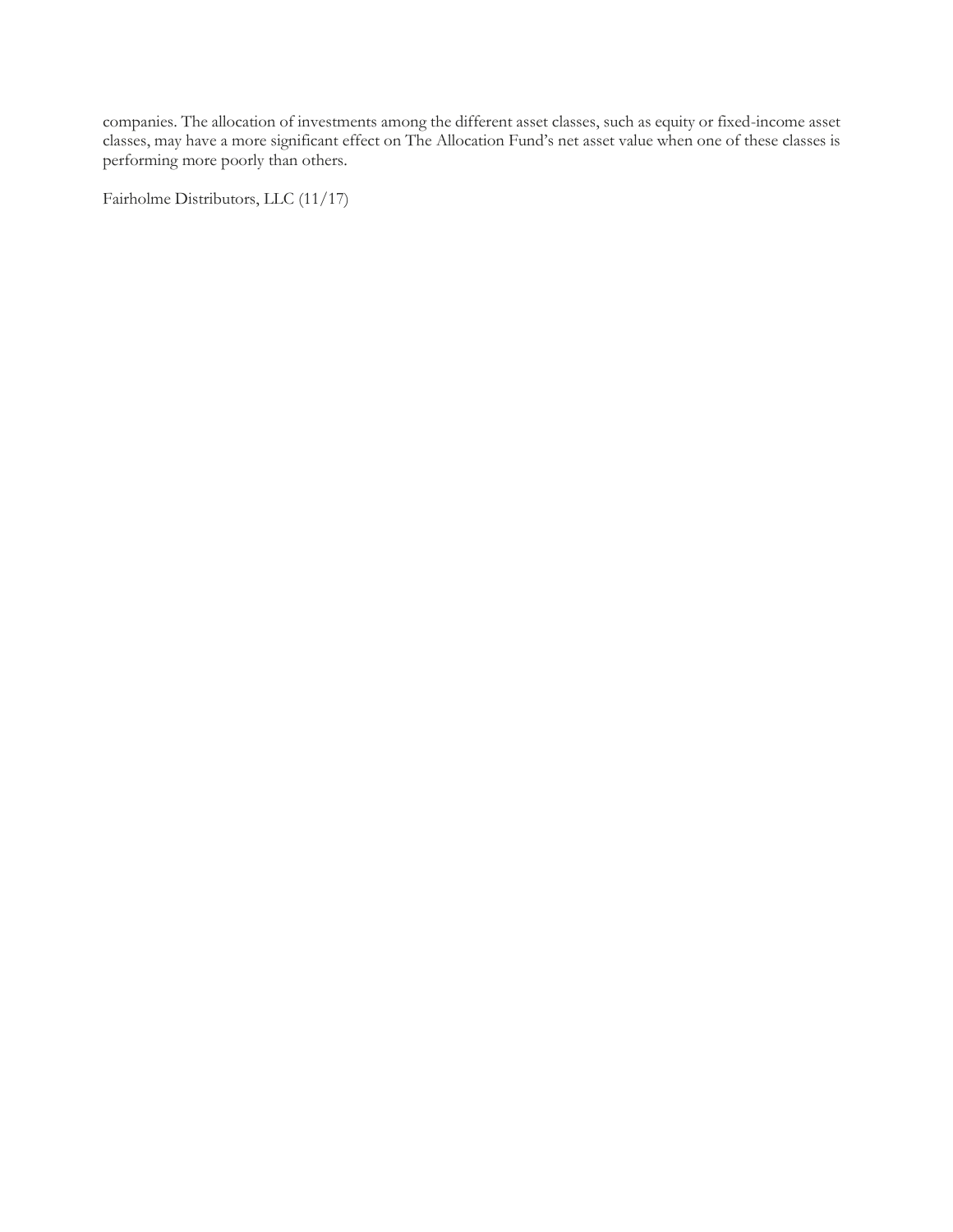companies. The allocation of investments among the different asset classes, such as equity or fixed-income asset classes, may have a more significant effect on The Allocation Fund's net asset value when one of these classes is performing more poorly than others.

Fairholme Distributors, LLC (11/17)